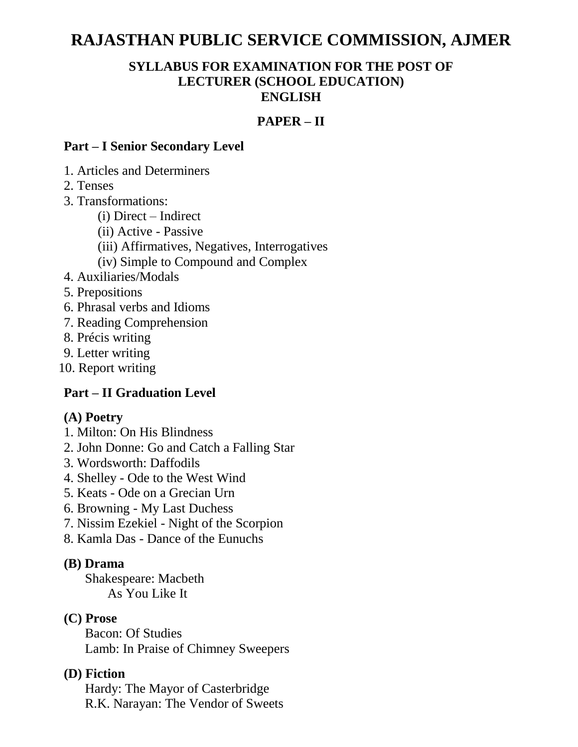# RAJASTHAN PUBLIC SERVICE COMMISSION, AJMER

## SYLLABUS FOR EXAMINATION FOR THE POST OF LECTURER (SCHOOL EDUCATION) ENGLISH

## PAPER – II

### Part – I Senior Secondary Level

1. Articles and Determiners
2. Tenses
3. Transformations:
    - (i) Direct – Indirect
    - (ii) Active - Passive
    - (iii) Affirmatives, Negatives, Interrogatives
    - (iv) Simple to Compound and Complex
4. Auxiliaries/Modals
5. Prepositions
6. Phrasal verbs and Idioms
7. Reading Comprehension
8. Précis writing
9. Letter writing
10. Report writing

### Part – II Graduation Level

**(A) Poetry**

1. Milton: On His Blindness
2. John Donne: Go and Catch a Falling Star
3. Wordsworth: Daffodils
4. Shelley - Ode to the West Wind
5. Keats - Ode on a Grecian Urn
6. Browning - My Last Duchess
7. Nissim Ezekiel - Night of the Scorpion
8. Kamla Das - Dance of the Eunuchs

**(B) Drama**

Shakespeare: Macbeth
As You Like It

**(C) Prose**

Bacon: Of Studies
Lamb: In Praise of Chimney Sweepers

**(D) Fiction**

Hardy: The Mayor of Casterbridge
R.K. Narayan: The Vendor of Sweets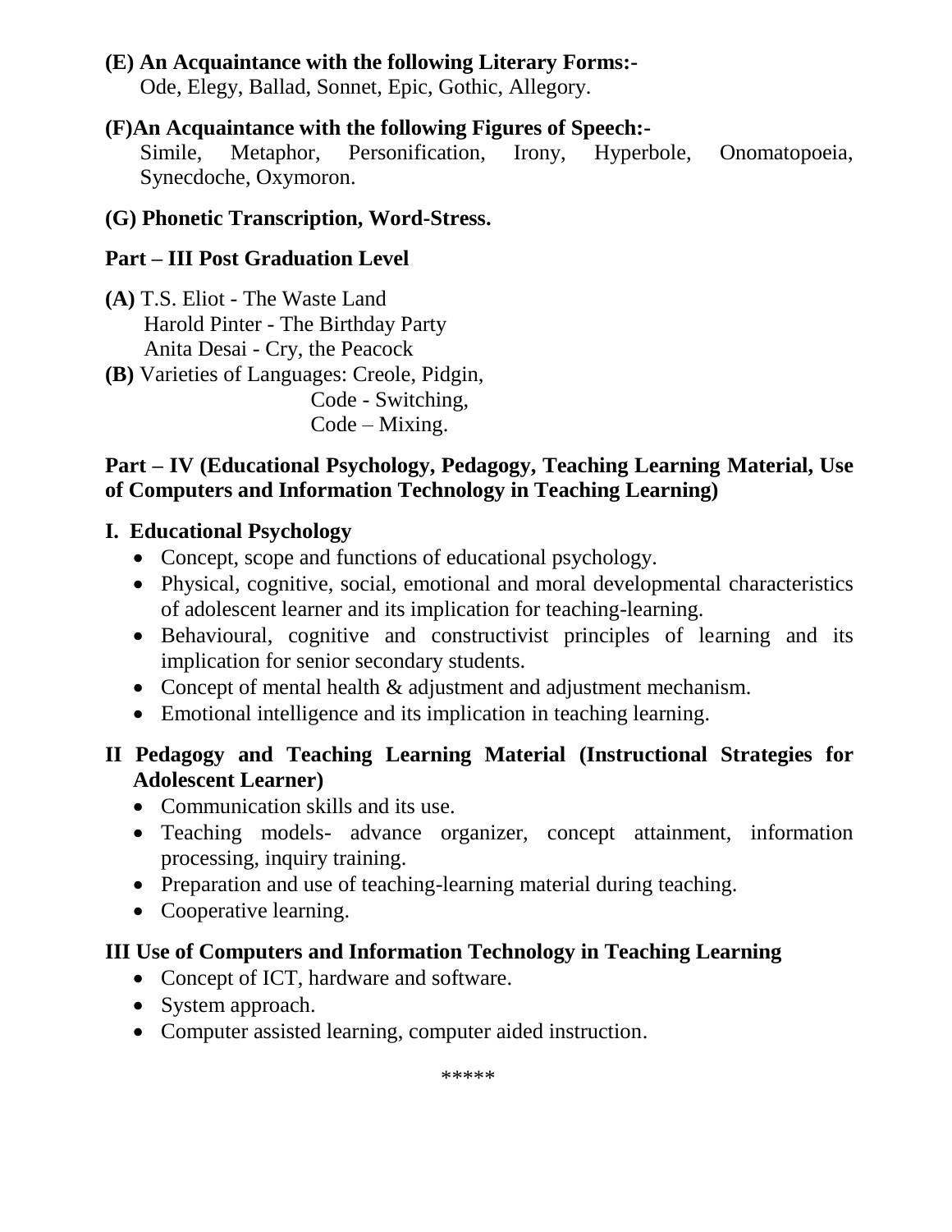**(E) An Acquaintance with the following Literary Forms:-**
Ode, Elegy, Ballad, Sonnet, Epic, Gothic, Allegory.

**(F)An Acquaintance with the following Figures of Speech:-**
Simile, Metaphor, Personification, Irony, Hyperbole, Onomatopoeia, Synecdoche, Oxymoron.

**(G) Phonetic Transcription, Word-Stress.**

## Part – III Post Graduation Level

**(A)** T.S. Eliot - The Waste Land
Harold Pinter - The Birthday Party
Anita Desai - Cry, the Peacock

**(B)** Varieties of Languages: Creole, Pidgin,
Code - Switching,
Code – Mixing.

## Part – IV (Educational Psychology, Pedagogy, Teaching Learning Material, Use of Computers and Information Technology in Teaching Learning)

### I. Educational Psychology

- Concept, scope and functions of educational psychology.
- Physical, cognitive, social, emotional and moral developmental characteristics of adolescent learner and its implication for teaching-learning.
- Behavioural, cognitive and constructivist principles of learning and its implication for senior secondary students.
- Concept of mental health & adjustment and adjustment mechanism.
- Emotional intelligence and its implication in teaching learning.

### II Pedagogy and Teaching Learning Material (Instructional Strategies for Adolescent Learner)

- Communication skills and its use.
- Teaching models- advance organizer, concept attainment, information processing, inquiry training.
- Preparation and use of teaching-learning material during teaching.
- Cooperative learning.

### III Use of Computers and Information Technology in Teaching Learning

- Concept of ICT, hardware and software.
- System approach.
- Computer assisted learning, computer aided instruction.

*****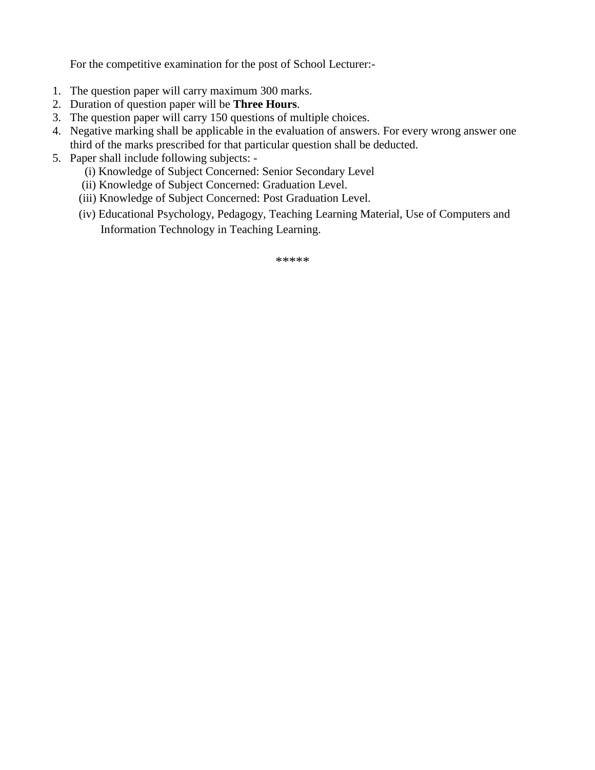For the competitive examination for the post of School Lecturer:-

1. The question paper will carry maximum 300 marks.
2. Duration of question paper will be **Three Hours**.
3. The question paper will carry 150 questions of multiple choices.
4. Negative marking shall be applicable in the evaluation of answers. For every wrong answer one third of the marks prescribed for that particular question shall be deducted.
5. Paper shall include following subjects: -
   (i) Knowledge of Subject Concerned: Senior Secondary Level
   (ii) Knowledge of Subject Concerned: Graduation Level.
   (iii) Knowledge of Subject Concerned: Post Graduation Level.
   (iv) Educational Psychology, Pedagogy, Teaching Learning Material, Use of Computers and Information Technology in Teaching Learning.

*****